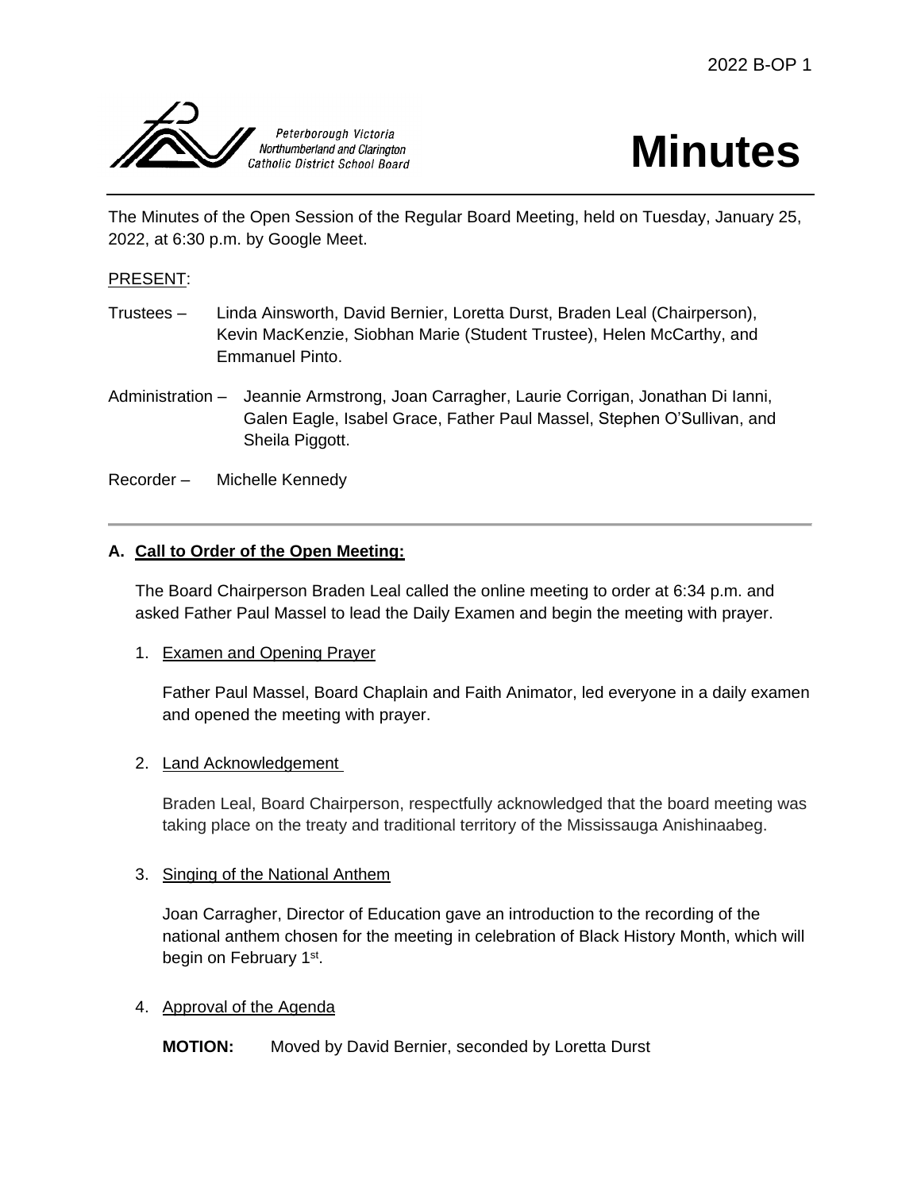2022 B-OP 1

Peterborough Victoria Northumberland and Clarington Catholic District School Board

# Minutes

The Minutes of the Open Session of the Regular Board Meeting, held on Tuesday, January 25, 2022, at 6:30 p.m. by Google Meet.

PRESENT:

Trustees – Linda Ainsworth, David Bernier, Loretta Durst, Braden Leal (Chairperson), Kevin MacKenzie, Siobhan Marie (Student Trustee), Helen McCarthy, and Emmanuel Pinto.

Administration – Jeannie Armstrong, Joan Carragher, Laurie Corrigan, Jonathan Di Ianni, Galen Eagle, Isabel Grace, Father Paul Massel, Stephen O'Sullivan, and Sheila Piggott.

Recorder – Michelle Kennedy

## A. Call to Order of the Open Meeting:

The Board Chairperson Braden Leal called the online meeting to order at 6:34 p.m. and asked Father Paul Massel to lead the Daily Examen and begin the meeting with prayer.

1. Examen and Opening Prayer

   Father Paul Massel, Board Chaplain and Faith Animator, led everyone in a daily examen and opened the meeting with prayer.

2. Land Acknowledgement

   Braden Leal, Board Chairperson, respectfully acknowledged that the board meeting was taking place on the treaty and traditional territory of the Mississauga Anishinaabeg.

3. Singing of the National Anthem

   Joan Carragher, Director of Education gave an introduction to the recording of the national anthem chosen for the meeting in celebration of Black History Month, which will begin on February 1st.

4. Approval of the Agenda

   **MOTION:** Moved by David Bernier, seconded by Loretta Durst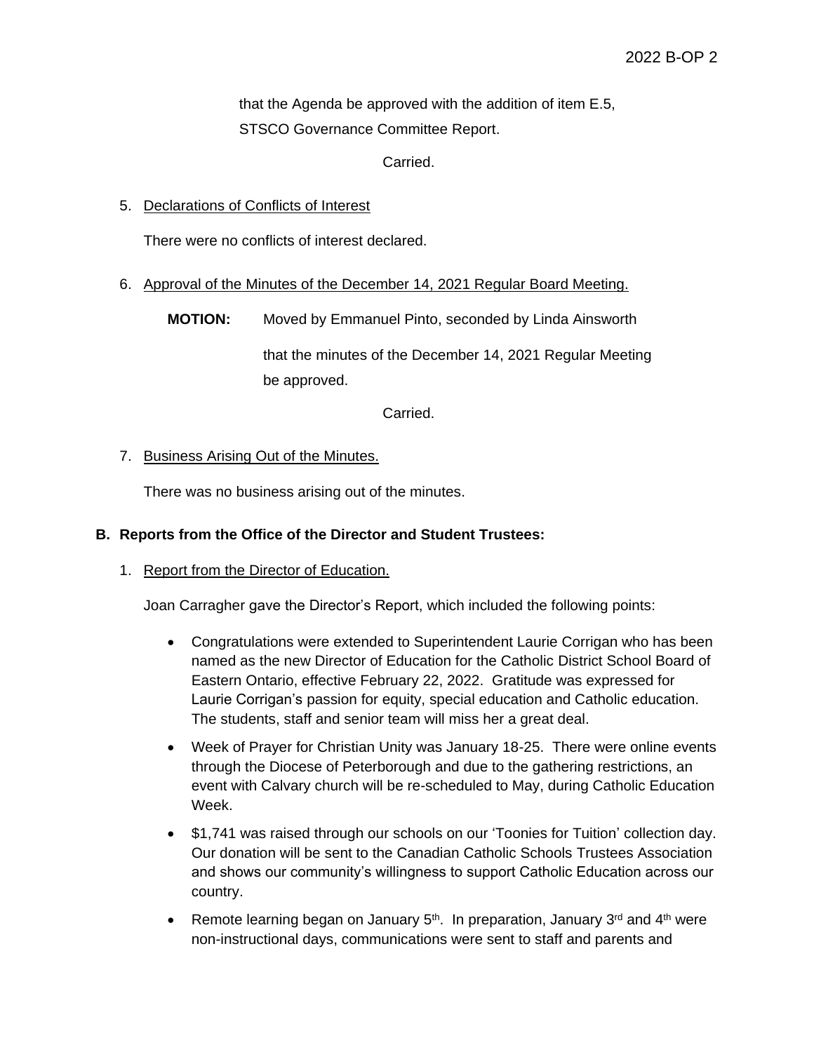that the Agenda be approved with the addition of item E.5, STSCO Governance Committee Report.

Carried.

5. Declarations of Conflicts of Interest

   There were no conflicts of interest declared.

6. Approval of the Minutes of the December 14, 2021 Regular Board Meeting.

   **MOTION:** Moved by Emmanuel Pinto, seconded by Linda Ainsworth

   that the minutes of the December 14, 2021 Regular Meeting be approved.

   Carried.

7. Business Arising Out of the Minutes.

   There was no business arising out of the minutes.

**B. Reports from the Office of the Director and Student Trustees:**

1. Report from the Director of Education.

   Joan Carragher gave the Director's Report, which included the following points:

   - Congratulations were extended to Superintendent Laurie Corrigan who has been named as the new Director of Education for the Catholic District School Board of Eastern Ontario, effective February 22, 2022. Gratitude was expressed for Laurie Corrigan's passion for equity, special education and Catholic education. The students, staff and senior team will miss her a great deal.
   - Week of Prayer for Christian Unity was January 18-25. There were online events through the Diocese of Peterborough and due to the gathering restrictions, an event with Calvary church will be re-scheduled to May, during Catholic Education Week.
   - $1,741 was raised through our schools on our 'Toonies for Tuition' collection day. Our donation will be sent to the Canadian Catholic Schools Trustees Association and shows our community's willingness to support Catholic Education across our country.
   - Remote learning began on January 5th. In preparation, January 3rd and 4th were non-instructional days, communications were sent to staff and parents and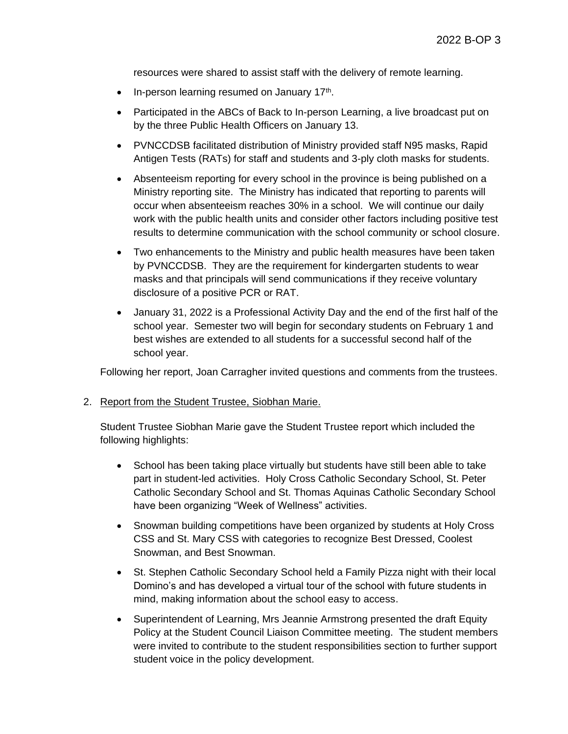resources were shared to assist staff with the delivery of remote learning.

- In-person learning resumed on January 17th.
- Participated in the ABCs of Back to In-person Learning, a live broadcast put on by the three Public Health Officers on January 13.
- PVNCCDSB facilitated distribution of Ministry provided staff N95 masks, Rapid Antigen Tests (RATs) for staff and students and 3-ply cloth masks for students.
- Absenteeism reporting for every school in the province is being published on a Ministry reporting site. The Ministry has indicated that reporting to parents will occur when absenteeism reaches 30% in a school. We will continue our daily work with the public health units and consider other factors including positive test results to determine communication with the school community or school closure.
- Two enhancements to the Ministry and public health measures have been taken by PVNCCDSB. They are the requirement for kindergarten students to wear masks and that principals will send communications if they receive voluntary disclosure of a positive PCR or RAT.
- January 31, 2022 is a Professional Activity Day and the end of the first half of the school year. Semester two will begin for secondary students on February 1 and best wishes are extended to all students for a successful second half of the school year.

Following her report, Joan Carragher invited questions and comments from the trustees.

2. Report from the Student Trustee, Siobhan Marie.

   Student Trustee Siobhan Marie gave the Student Trustee report which included the following highlights:

   - School has been taking place virtually but students have still been able to take part in student-led activities. Holy Cross Catholic Secondary School, St. Peter Catholic Secondary School and St. Thomas Aquinas Catholic Secondary School have been organizing "Week of Wellness" activities.
   - Snowman building competitions have been organized by students at Holy Cross CSS and St. Mary CSS with categories to recognize Best Dressed, Coolest Snowman, and Best Snowman.
   - St. Stephen Catholic Secondary School held a Family Pizza night with their local Domino's and has developed a virtual tour of the school with future students in mind, making information about the school easy to access.
   - Superintendent of Learning, Mrs Jeannie Armstrong presented the draft Equity Policy at the Student Council Liaison Committee meeting. The student members were invited to contribute to the student responsibilities section to further support student voice in the policy development.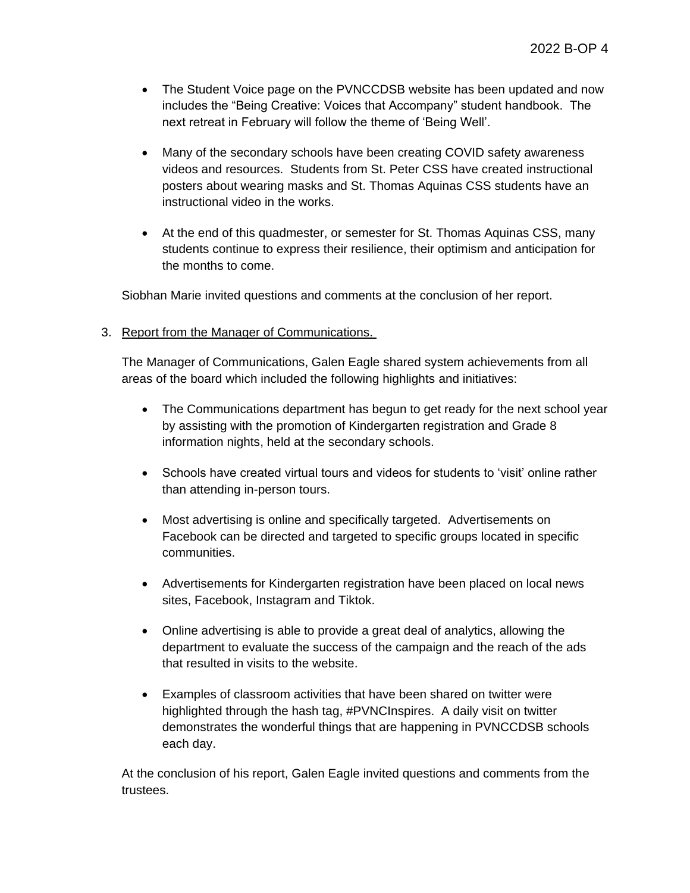- The Student Voice page on the PVNCCDSB website has been updated and now includes the "Being Creative: Voices that Accompany" student handbook. The next retreat in February will follow the theme of 'Being Well'.

- Many of the secondary schools have been creating COVID safety awareness videos and resources. Students from St. Peter CSS have created instructional posters about wearing masks and St. Thomas Aquinas CSS students have an instructional video in the works.

- At the end of this quadmester, or semester for St. Thomas Aquinas CSS, many students continue to express their resilience, their optimism and anticipation for the months to come.

Siobhan Marie invited questions and comments at the conclusion of her report.

3. Report from the Manager of Communications.

The Manager of Communications, Galen Eagle shared system achievements from all areas of the board which included the following highlights and initiatives:

- The Communications department has begun to get ready for the next school year by assisting with the promotion of Kindergarten registration and Grade 8 information nights, held at the secondary schools.

- Schools have created virtual tours and videos for students to 'visit' online rather than attending in-person tours.

- Most advertising is online and specifically targeted. Advertisements on Facebook can be directed and targeted to specific groups located in specific communities.

- Advertisements for Kindergarten registration have been placed on local news sites, Facebook, Instagram and Tiktok.

- Online advertising is able to provide a great deal of analytics, allowing the department to evaluate the success of the campaign and the reach of the ads that resulted in visits to the website.

- Examples of classroom activities that have been shared on twitter were highlighted through the hash tag, #PVNCInspires. A daily visit on twitter demonstrates the wonderful things that are happening in PVNCCDSB schools each day.

At the conclusion of his report, Galen Eagle invited questions and comments from the trustees.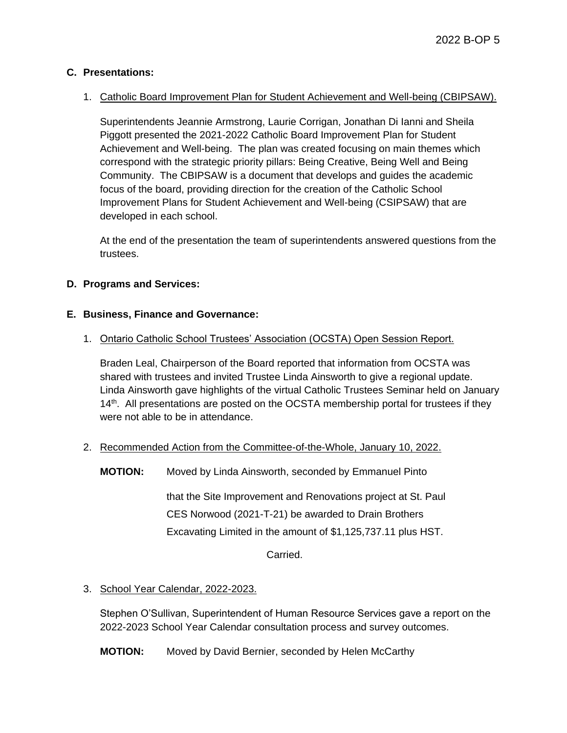## C. Presentations:

1. Catholic Board Improvement Plan for Student Achievement and Well-being (CBIPSAW).

   Superintendents Jeannie Armstrong, Laurie Corrigan, Jonathan Di Ianni and Sheila Piggott presented the 2021-2022 Catholic Board Improvement Plan for Student Achievement and Well-being. The plan was created focusing on main themes which correspond with the strategic priority pillars: Being Creative, Being Well and Being Community. The CBIPSAW is a document that develops and guides the academic focus of the board, providing direction for the creation of the Catholic School Improvement Plans for Student Achievement and Well-being (CSIPSAW) that are developed in each school.

   At the end of the presentation the team of superintendents answered questions from the trustees.

## D. Programs and Services:

## E. Business, Finance and Governance:

1. Ontario Catholic School Trustees' Association (OCSTA) Open Session Report.

   Braden Leal, Chairperson of the Board reported that information from OCSTA was shared with trustees and invited Trustee Linda Ainsworth to give a regional update. Linda Ainsworth gave highlights of the virtual Catholic Trustees Seminar held on January 14th. All presentations are posted on the OCSTA membership portal for trustees if they were not able to be in attendance.

2. Recommended Action from the Committee-of-the-Whole, January 10, 2022.

   **MOTION:** Moved by Linda Ainsworth, seconded by Emmanuel Pinto

   that the Site Improvement and Renovations project at St. Paul CES Norwood (2021-T-21) be awarded to Drain Brothers Excavating Limited in the amount of $1,125,737.11 plus HST.

   Carried.

3. School Year Calendar, 2022-2023.

   Stephen O'Sullivan, Superintendent of Human Resource Services gave a report on the 2022-2023 School Year Calendar consultation process and survey outcomes.

   **MOTION:** Moved by David Bernier, seconded by Helen McCarthy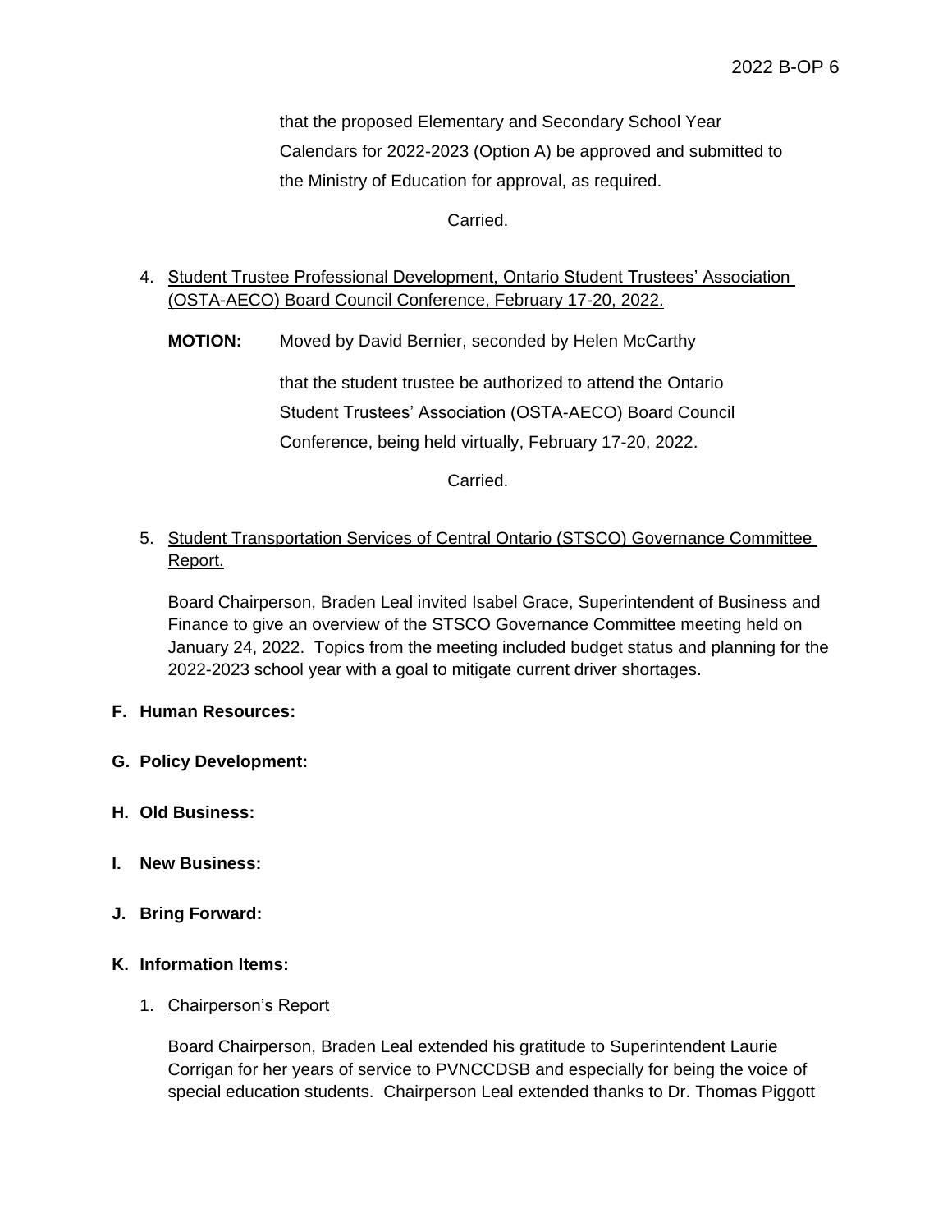that the proposed Elementary and Secondary School Year Calendars for 2022-2023 (Option A) be approved and submitted to the Ministry of Education for approval, as required.

Carried.

4. <u>Student Trustee Professional Development, Ontario Student Trustees' Association (OSTA-AECO) Board Council Conference, February 17-20, 2022.</u>

**MOTION:** Moved by David Bernier, seconded by Helen McCarthy

that the student trustee be authorized to attend the Ontario Student Trustees' Association (OSTA-AECO) Board Council Conference, being held virtually, February 17-20, 2022.

Carried.

5. <u>Student Transportation Services of Central Ontario (STSCO) Governance Committee Report.</u>

Board Chairperson, Braden Leal invited Isabel Grace, Superintendent of Business and Finance to give an overview of the STSCO Governance Committee meeting held on January 24, 2022. Topics from the meeting included budget status and planning for the 2022-2023 school year with a goal to mitigate current driver shortages.

**F. Human Resources:**

**G. Policy Development:**

**H. Old Business:**

**I. New Business:**

**J. Bring Forward:**

**K. Information Items:**

1. <u>Chairperson's Report</u>

Board Chairperson, Braden Leal extended his gratitude to Superintendent Laurie Corrigan for her years of service to PVNCCDSB and especially for being the voice of special education students. Chairperson Leal extended thanks to Dr. Thomas Piggott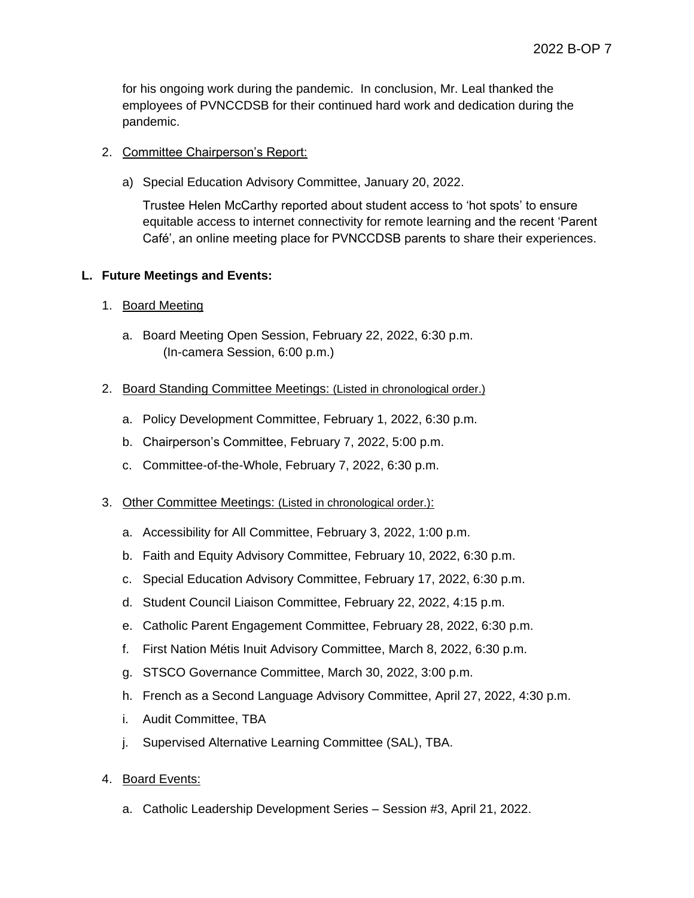for his ongoing work during the pandemic. In conclusion, Mr. Leal thanked the employees of PVNCCDSB for their continued hard work and dedication during the pandemic.

2. Committee Chairperson's Report:

   a) Special Education Advisory Committee, January 20, 2022.

      Trustee Helen McCarthy reported about student access to 'hot spots' to ensure equitable access to internet connectivity for remote learning and the recent 'Parent Café', an online meeting place for PVNCCDSB parents to share their experiences.

**L. Future Meetings and Events:**

1. Board Meeting

   a. Board Meeting Open Session, February 22, 2022, 6:30 p.m. (In-camera Session, 6:00 p.m.)

2. Board Standing Committee Meetings: (Listed in chronological order.)

   a. Policy Development Committee, February 1, 2022, 6:30 p.m.
   b. Chairperson's Committee, February 7, 2022, 5:00 p.m.
   c. Committee-of-the-Whole, February 7, 2022, 6:30 p.m.

3. Other Committee Meetings: (Listed in chronological order.):

   a. Accessibility for All Committee, February 3, 2022, 1:00 p.m.
   b. Faith and Equity Advisory Committee, February 10, 2022, 6:30 p.m.
   c. Special Education Advisory Committee, February 17, 2022, 6:30 p.m.
   d. Student Council Liaison Committee, February 22, 2022, 4:15 p.m.
   e. Catholic Parent Engagement Committee, February 28, 2022, 6:30 p.m.
   f. First Nation Métis Inuit Advisory Committee, March 8, 2022, 6:30 p.m.
   g. STSCO Governance Committee, March 30, 2022, 3:00 p.m.
   h. French as a Second Language Advisory Committee, April 27, 2022, 4:30 p.m.
   i. Audit Committee, TBA
   j. Supervised Alternative Learning Committee (SAL), TBA.

4. Board Events:

   a. Catholic Leadership Development Series – Session #3, April 21, 2022.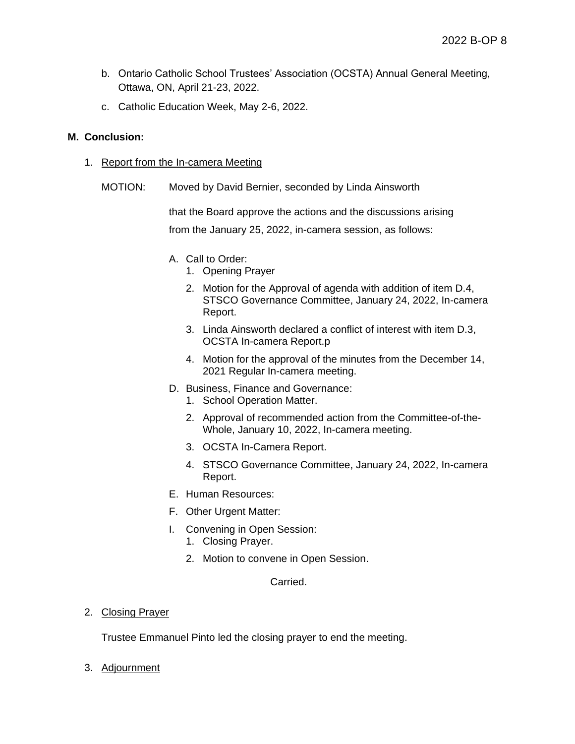b. Ontario Catholic School Trustees' Association (OCSTA) Annual General Meeting, Ottawa, ON, April 21-23, 2022.

c. Catholic Education Week, May 2-6, 2022.

## M. Conclusion:

1. Report from the In-camera Meeting

MOTION: Moved by David Bernier, seconded by Linda Ainsworth

that the Board approve the actions and the discussions arising from the January 25, 2022, in-camera session, as follows:

A. Call to Order:
   1. Opening Prayer
   2. Motion for the Approval of agenda with addition of item D.4, STSCO Governance Committee, January 24, 2022, In-camera Report.
   3. Linda Ainsworth declared a conflict of interest with item D.3, OCSTA In-camera Report.p
   4. Motion for the approval of the minutes from the December 14, 2021 Regular In-camera meeting.

D. Business, Finance and Governance:
   1. School Operation Matter.
   2. Approval of recommended action from the Committee-of-the-Whole, January 10, 2022, In-camera meeting.
   3. OCSTA In-Camera Report.
   4. STSCO Governance Committee, January 24, 2022, In-camera Report.

E. Human Resources:

F. Other Urgent Matter:

I. Convening in Open Session:
   1. Closing Prayer.
   2. Motion to convene in Open Session.

Carried.

2. Closing Prayer

Trustee Emmanuel Pinto led the closing prayer to end the meeting.

3. Adjournment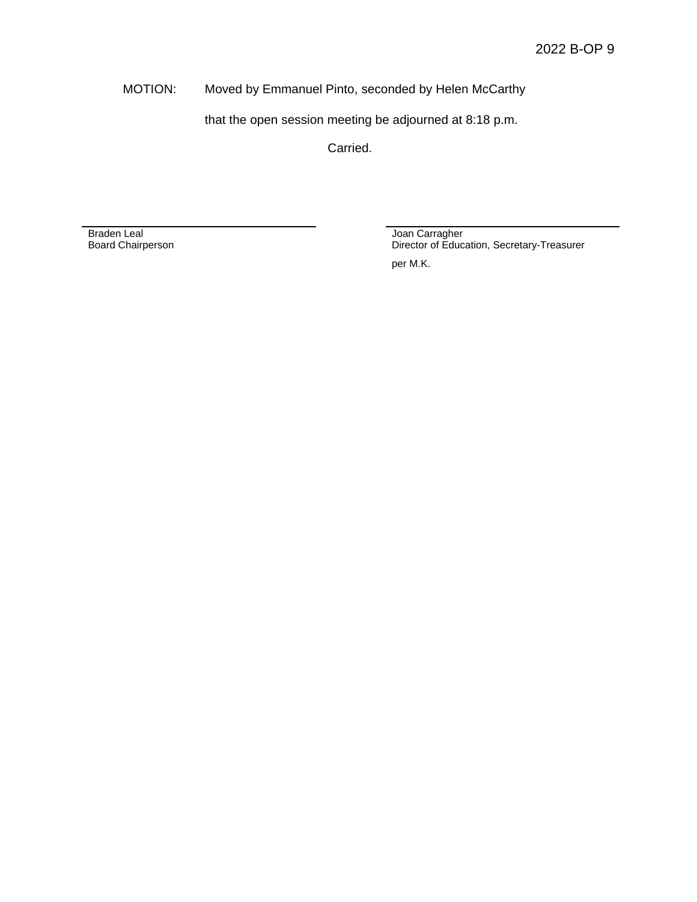MOTION: Moved by Emmanuel Pinto, seconded by Helen McCarthy

that the open session meeting be adjourned at 8:18 p.m.

Carried.

Braden Leal
Board Chairperson

Joan Carragher
Director of Education, Secretary-Treasurer

per M.K.